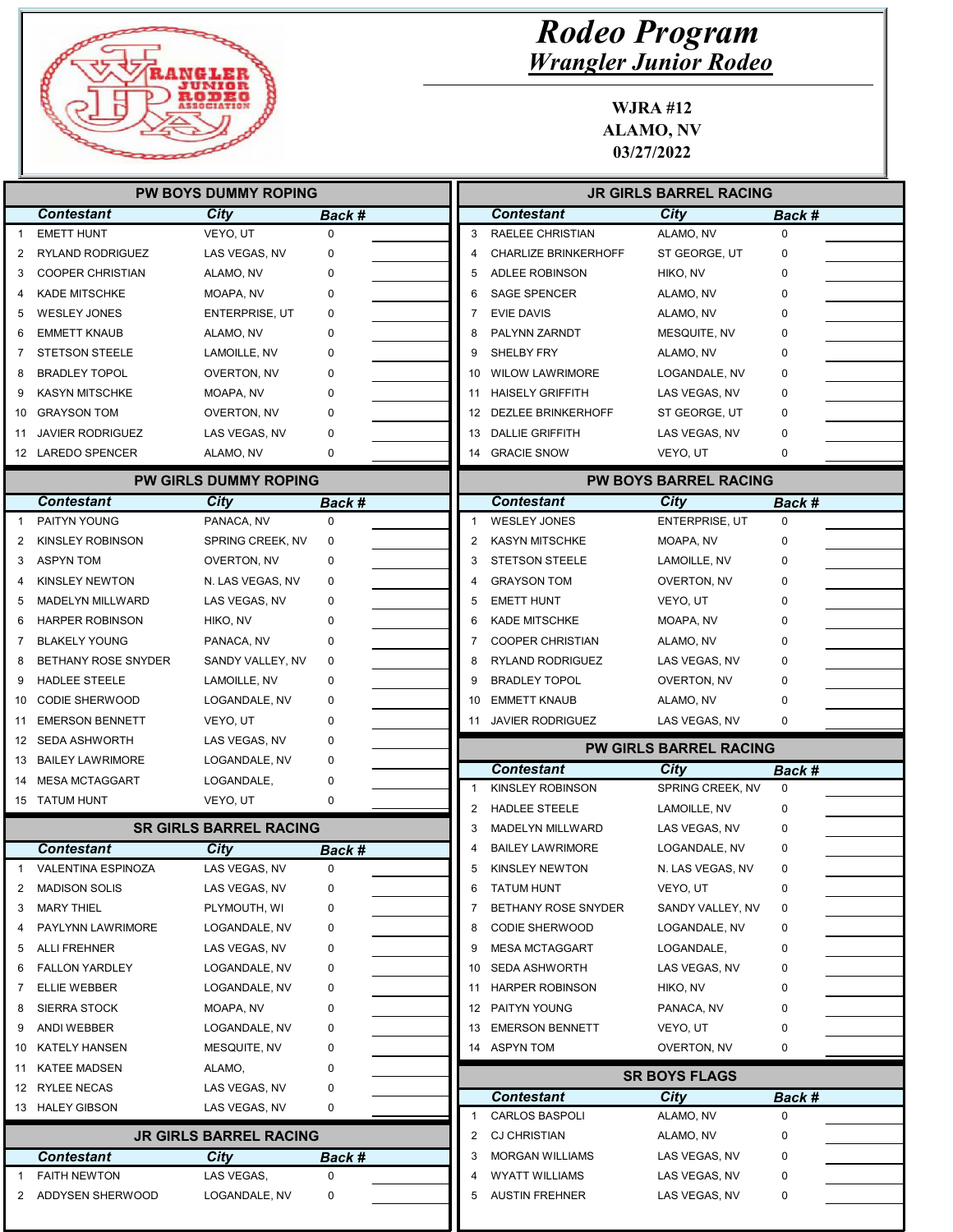# Rodeo Program

## Wrangler Junior Rodeo

**WJRA #12**
**ALAMO, NV**
**03/27/2022**

### PW BOYS DUMMY ROPING

| | Contestant | City | Back # | |
|---|---|---|---|---|
| 1 | EMETT HUNT | VEYO, UT | 0 | |
| 2 | RYLAND RODRIGUEZ | LAS VEGAS, NV | 0 | |
| 3 | COOPER CHRISTIAN | ALAMO, NV | 0 | |
| 4 | KADE MITSCHKE | MOAPA, NV | 0 | |
| 5 | WESLEY JONES | ENTERPRISE, UT | 0 | |
| 6 | EMMETT KNAUB | ALAMO, NV | 0 | |
| 7 | STETSON STEELE | LAMOILLE, NV | 0 | |
| 8 | BRADLEY TOPOL | OVERTON, NV | 0 | |
| 9 | KASYN MITSCHKE | MOAPA, NV | 0 | |
| 10 | GRAYSON TOM | OVERTON, NV | 0 | |
| 11 | JAVIER RODRIGUEZ | LAS VEGAS, NV | 0 | |
| 12 | LAREDO SPENCER | ALAMO, NV | 0 | |

### PW GIRLS DUMMY ROPING

| | Contestant | City | Back # | |
|---|---|---|---|---|
| 1 | PAITYN YOUNG | PANACA, NV | 0 | |
| 2 | KINSLEY ROBINSON | SPRING CREEK, NV | 0 | |
| 3 | ASPYN TOM | OVERTON, NV | 0 | |
| 4 | KINSLEY NEWTON | N. LAS VEGAS, NV | 0 | |
| 5 | MADELYN MILLWARD | LAS VEGAS, NV | 0 | |
| 6 | HARPER ROBINSON | HIKO, NV | 0 | |
| 7 | BLAKELY YOUNG | PANACA, NV | 0 | |
| 8 | BETHANY ROSE SNYDER | SANDY VALLEY, NV | 0 | |
| 9 | HADLEE STEELE | LAMOILLE, NV | 0 | |
| 10 | CODIE SHERWOOD | LOGANDALE, NV | 0 | |
| 11 | EMERSON BENNETT | VEYO, UT | 0 | |
| 12 | SEDA ASHWORTH | LAS VEGAS, NV | 0 | |
| 13 | BAILEY LAWRIMORE | LOGANDALE, NV | 0 | |
| 14 | MESA MCTAGGART | LOGANDALE, | 0 | |
| 15 | TATUM HUNT | VEYO, UT | 0 | |

### SR GIRLS BARREL RACING

| | Contestant | City | Back # | |
|---|---|---|---|---|
| 1 | VALENTINA ESPINOZA | LAS VEGAS, NV | 0 | |
| 2 | MADISON SOLIS | LAS VEGAS, NV | 0 | |
| 3 | MARY THIEL | PLYMOUTH, WI | 0 | |
| 4 | PAYLYNN LAWRIMORE | LOGANDALE, NV | 0 | |
| 5 | ALLI FREHNER | LAS VEGAS, NV | 0 | |
| 6 | FALLON YARDLEY | LOGANDALE, NV | 0 | |
| 7 | ELLIE WEBBER | LOGANDALE, NV | 0 | |
| 8 | SIERRA STOCK | MOAPA, NV | 0 | |
| 9 | ANDI WEBBER | LOGANDALE, NV | 0 | |
| 10 | KATELY HANSEN | MESQUITE, NV | 0 | |
| 11 | KATEE MADSEN | ALAMO, | 0 | |
| 12 | RYLEE NECAS | LAS VEGAS, NV | 0 | |
| 13 | HALEY GIBSON | LAS VEGAS, NV | 0 | |

### JR GIRLS BARREL RACING

| | Contestant | City | Back # | |
|---|---|---|---|---|
| 1 | FAITH NEWTON | LAS VEGAS, | 0 | |
| 2 | ADDYSEN SHERWOOD | LOGANDALE, NV | 0 | |
| 3 | RAELEE CHRISTIAN | ALAMO, NV | 0 | |
| 4 | CHARLIZE BRINKERHOFF | ST GEORGE, UT | 0 | |
| 5 | ADLEE ROBINSON | HIKO, NV | 0 | |
| 6 | SAGE SPENCER | ALAMO, NV | 0 | |
| 7 | EVIE DAVIS | ALAMO, NV | 0 | |
| 8 | PALYNN ZARNDT | MESQUITE, NV | 0 | |
| 9 | SHELBY FRY | ALAMO, NV | 0 | |
| 10 | WILOW LAWRIMORE | LOGANDALE, NV | 0 | |
| 11 | HAISELY GRIFFITH | LAS VEGAS, NV | 0 | |
| 12 | DEZLEE BRINKERHOFF | ST GEORGE, UT | 0 | |
| 13 | DALLIE GRIFFITH | LAS VEGAS, NV | 0 | |
| 14 | GRACIE SNOW | VEYO, UT | 0 | |

### PW BOYS BARREL RACING

| | Contestant | City | Back # | |
|---|---|---|---|---|
| 1 | WESLEY JONES | ENTERPRISE, UT | 0 | |
| 2 | KASYN MITSCHKE | MOAPA, NV | 0 | |
| 3 | STETSON STEELE | LAMOILLE, NV | 0 | |
| 4 | GRAYSON TOM | OVERTON, NV | 0 | |
| 5 | EMETT HUNT | VEYO, UT | 0 | |
| 6 | KADE MITSCHKE | MOAPA, NV | 0 | |
| 7 | COOPER CHRISTIAN | ALAMO, NV | 0 | |
| 8 | RYLAND RODRIGUEZ | LAS VEGAS, NV | 0 | |
| 9 | BRADLEY TOPOL | OVERTON, NV | 0 | |
| 10 | EMMETT KNAUB | ALAMO, NV | 0 | |
| 11 | JAVIER RODRIGUEZ | LAS VEGAS, NV | 0 | |

### PW GIRLS BARREL RACING

| | Contestant | City | Back # | |
|---|---|---|---|---|
| 1 | KINSLEY ROBINSON | SPRING CREEK, NV | 0 | |
| 2 | HADLEE STEELE | LAMOILLE, NV | 0 | |
| 3 | MADELYN MILLWARD | LAS VEGAS, NV | 0 | |
| 4 | BAILEY LAWRIMORE | LOGANDALE, NV | 0 | |
| 5 | KINSLEY NEWTON | N. LAS VEGAS, NV | 0 | |
| 6 | TATUM HUNT | VEYO, UT | 0 | |
| 7 | BETHANY ROSE SNYDER | SANDY VALLEY, NV | 0 | |
| 8 | CODIE SHERWOOD | LOGANDALE, NV | 0 | |
| 9 | MESA MCTAGGART | LOGANDALE, | 0 | |
| 10 | SEDA ASHWORTH | LAS VEGAS, NV | 0 | |
| 11 | HARPER ROBINSON | HIKO, NV | 0 | |
| 12 | PAITYN YOUNG | PANACA, NV | 0 | |
| 13 | EMERSON BENNETT | VEYO, UT | 0 | |
| 14 | ASPYN TOM | OVERTON, NV | 0 | |

### SR BOYS FLAGS

| | Contestant | City | Back # | |
|---|---|---|---|---|
| 1 | CARLOS BASPOLI | ALAMO, NV | 0 | |
| 2 | CJ CHRISTIAN | ALAMO, NV | 0 | |
| 3 | MORGAN WILLIAMS | LAS VEGAS, NV | 0 | |
| 4 | WYATT WILLIAMS | LAS VEGAS, NV | 0 | |
| 5 | AUSTIN FREHNER | LAS VEGAS, NV | 0 | |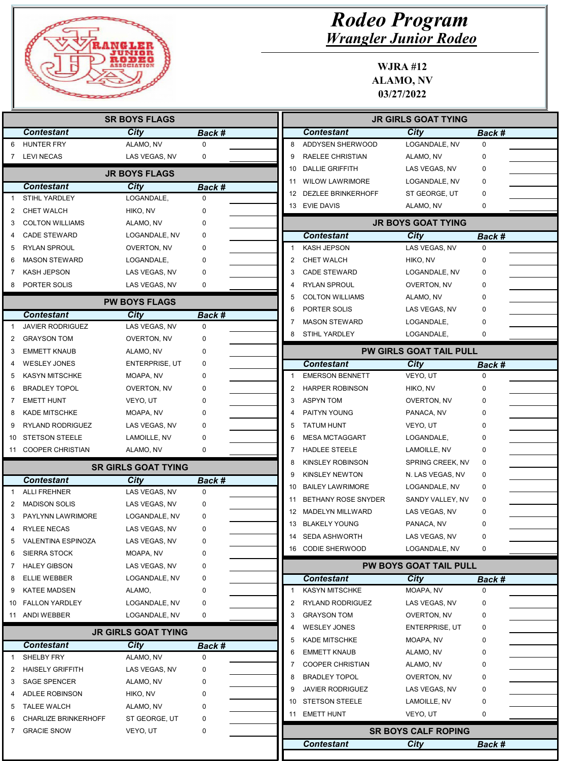# Rodeo Program

## Wrangler Junior Rodeo

**WJRA #12**
**ALAMO, NV**
**03/27/2022**

### SR BOYS FLAGS

| | Contestant | City | Back # |
|---|---|---|---|
| 6 | HUNTER FRY | ALAMO, NV | 0 |
| 7 | LEVI NECAS | LAS VEGAS, NV | 0 |

### JR BOYS FLAGS

| | Contestant | City | Back # |
|---|---|---|---|
| 1 | STIHL YARDLEY | LOGANDALE, | 0 |
| 2 | CHET WALCH | HIKO, NV | 0 |
| 3 | COLTON WILLIAMS | ALAMO, NV | 0 |
| 4 | CADE STEWARD | LOGANDALE, NV | 0 |
| 5 | RYLAN SPROUL | OVERTON, NV | 0 |
| 6 | MASON STEWARD | LOGANDALE, | 0 |
| 7 | KASH JEPSON | LAS VEGAS, NV | 0 |
| 8 | PORTER SOLIS | LAS VEGAS, NV | 0 |

### PW BOYS FLAGS

| | Contestant | City | Back # |
|---|---|---|---|
| 1 | JAVIER RODRIGUEZ | LAS VEGAS, NV | 0 |
| 2 | GRAYSON TOM | OVERTON, NV | 0 |
| 3 | EMMETT KNAUB | ALAMO, NV | 0 |
| 4 | WESLEY JONES | ENTERPRISE, UT | 0 |
| 5 | KASYN MITSCHKE | MOAPA, NV | 0 |
| 6 | BRADLEY TOPOL | OVERTON, NV | 0 |
| 7 | EMETT HUNT | VEYO, UT | 0 |
| 8 | KADE MITSCHKE | MOAPA, NV | 0 |
| 9 | RYLAND RODRIGUEZ | LAS VEGAS, NV | 0 |
| 10 | STETSON STEELE | LAMOILLE, NV | 0 |
| 11 | COOPER CHRISTIAN | ALAMO, NV | 0 |

### SR GIRLS GOAT TYING

| | Contestant | City | Back # |
|---|---|---|---|
| 1 | ALLI FREHNER | LAS VEGAS, NV | 0 |
| 2 | MADISON SOLIS | LAS VEGAS, NV | 0 |
| 3 | PAYLYNN LAWRIMORE | LOGANDALE, NV | 0 |
| 4 | RYLEE NECAS | LAS VEGAS, NV | 0 |
| 5 | VALENTINA ESPINOZA | LAS VEGAS, NV | 0 |
| 6 | SIERRA STOCK | MOAPA, NV | 0 |
| 7 | HALEY GIBSON | LAS VEGAS, NV | 0 |
| 8 | ELLIE WEBBER | LOGANDALE, NV | 0 |
| 9 | KATEE MADSEN | ALAMO, | 0 |
| 10 | FALLON YARDLEY | LOGANDALE, NV | 0 |
| 11 | ANDI WEBBER | LOGANDALE, NV | 0 |

### JR GIRLS GOAT TYING

| | Contestant | City | Back # |
|---|---|---|---|
| 1 | SHELBY FRY | ALAMO, NV | 0 |
| 2 | HAISELY GRIFFITH | LAS VEGAS, NV | 0 |
| 3 | SAGE SPENCER | ALAMO, NV | 0 |
| 4 | ADLEE ROBINSON | HIKO, NV | 0 |
| 5 | TALEE WALCH | ALAMO, NV | 0 |
| 6 | CHARLIZE BRINKERHOFF | ST GEORGE, UT | 0 |
| 7 | GRACIE SNOW | VEYO, UT | 0 |
| 8 | ADDYSEN SHERWOOD | LOGANDALE, NV | 0 |
| 9 | RAELEE CHRISTIAN | ALAMO, NV | 0 |
| 10 | DALLIE GRIFFITH | LAS VEGAS, NV | 0 |
| 11 | WILOW LAWRIMORE | LOGANDALE, NV | 0 |
| 12 | DEZLEE BRINKERHOFF | ST GEORGE, UT | 0 |
| 13 | EVIE DAVIS | ALAMO, NV | 0 |

### JR BOYS GOAT TYING

| | Contestant | City | Back # |
|---|---|---|---|
| 1 | KASH JEPSON | LAS VEGAS, NV | 0 |
| 2 | CHET WALCH | HIKO, NV | 0 |
| 3 | CADE STEWARD | LOGANDALE, NV | 0 |
| 4 | RYLAN SPROUL | OVERTON, NV | 0 |
| 5 | COLTON WILLIAMS | ALAMO, NV | 0 |
| 6 | PORTER SOLIS | LAS VEGAS, NV | 0 |
| 7 | MASON STEWARD | LOGANDALE, | 0 |
| 8 | STIHL YARDLEY | LOGANDALE, | 0 |

### PW GIRLS GOAT TAIL PULL

| | Contestant | City | Back # |
|---|---|---|---|
| 1 | EMERSON BENNETT | VEYO, UT | 0 |
| 2 | HARPER ROBINSON | HIKO, NV | 0 |
| 3 | ASPYN TOM | OVERTON, NV | 0 |
| 4 | PAITYN YOUNG | PANACA, NV | 0 |
| 5 | TATUM HUNT | VEYO, UT | 0 |
| 6 | MESA MCTAGGART | LOGANDALE, | 0 |
| 7 | HADLEE STEELE | LAMOILLE, NV | 0 |
| 8 | KINSLEY ROBINSON | SPRING CREEK, NV | 0 |
| 9 | KINSLEY NEWTON | N. LAS VEGAS, NV | 0 |
| 10 | BAILEY LAWRIMORE | LOGANDALE, NV | 0 |
| 11 | BETHANY ROSE SNYDER | SANDY VALLEY, NV | 0 |
| 12 | MADELYN MILLWARD | LAS VEGAS, NV | 0 |
| 13 | BLAKELY YOUNG | PANACA, NV | 0 |
| 14 | SEDA ASHWORTH | LAS VEGAS, NV | 0 |
| 16 | CODIE SHERWOOD | LOGANDALE, NV | 0 |

### PW BOYS GOAT TAIL PULL

| | Contestant | City | Back # |
|---|---|---|---|
| 1 | KASYN MITSCHKE | MOAPA, NV | 0 |
| 2 | RYLAND RODRIGUEZ | LAS VEGAS, NV | 0 |
| 3 | GRAYSON TOM | OVERTON, NV | 0 |
| 4 | WESLEY JONES | ENTERPRISE, UT | 0 |
| 5 | KADE MITSCHKE | MOAPA, NV | 0 |
| 6 | EMMETT KNAUB | ALAMO, NV | 0 |
| 7 | COOPER CHRISTIAN | ALAMO, NV | 0 |
| 8 | BRADLEY TOPOL | OVERTON, NV | 0 |
| 9 | JAVIER RODRIGUEZ | LAS VEGAS, NV | 0 |
| 10 | STETSON STEELE | LAMOILLE, NV | 0 |
| 11 | EMETT HUNT | VEYO, UT | 0 |

### SR BOYS CALF ROPING

| | Contestant | City | Back # |
|---|---|---|---|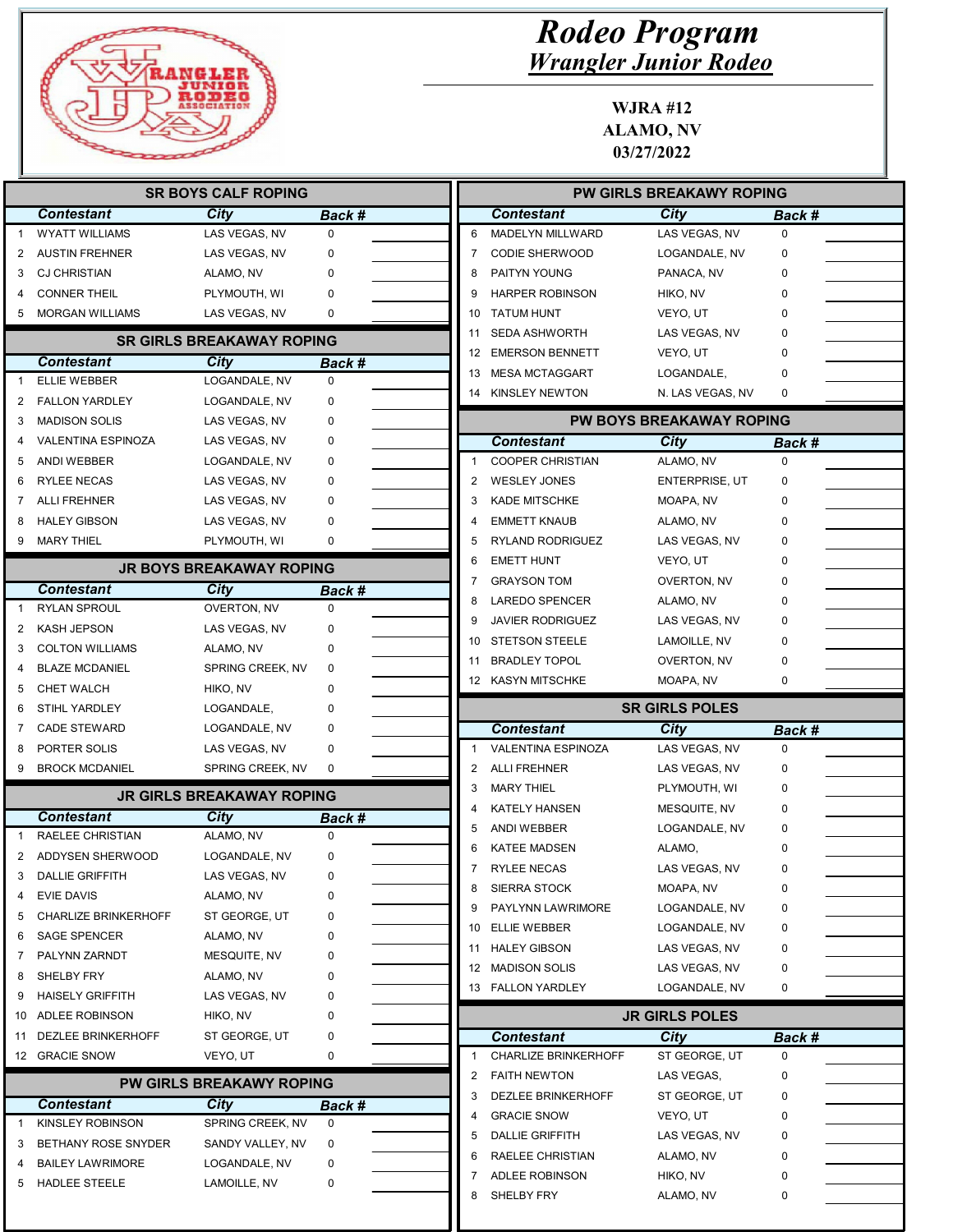# Rodeo Program

## Wrangler Junior Rodeo

**WJRA #12**
**ALAMO, NV**
**03/27/2022**

### SR BOYS CALF ROPING

| | Contestant | City | Back # | |
|---|---|---|---|---|
| 1 | WYATT WILLIAMS | LAS VEGAS, NV | 0 | |
| 2 | AUSTIN FREHNER | LAS VEGAS, NV | 0 | |
| 3 | CJ CHRISTIAN | ALAMO, NV | 0 | |
| 4 | CONNER THEIL | PLYMOUTH, WI | 0 | |
| 5 | MORGAN WILLIAMS | LAS VEGAS, NV | 0 | |

### SR GIRLS BREAKAWAY ROPING

| | Contestant | City | Back # | |
|---|---|---|---|---|
| 1 | ELLIE WEBBER | LOGANDALE, NV | 0 | |
| 2 | FALLON YARDLEY | LOGANDALE, NV | 0 | |
| 3 | MADISON SOLIS | LAS VEGAS, NV | 0 | |
| 4 | VALENTINA ESPINOZA | LAS VEGAS, NV | 0 | |
| 5 | ANDI WEBBER | LOGANDALE, NV | 0 | |
| 6 | RYLEE NECAS | LAS VEGAS, NV | 0 | |
| 7 | ALLI FREHNER | LAS VEGAS, NV | 0 | |
| 8 | HALEY GIBSON | LAS VEGAS, NV | 0 | |
| 9 | MARY THIEL | PLYMOUTH, WI | 0 | |

### JR BOYS BREAKAWAY ROPING

| | Contestant | City | Back # | |
|---|---|---|---|---|
| 1 | RYLAN SPROUL | OVERTON, NV | 0 | |
| 2 | KASH JEPSON | LAS VEGAS, NV | 0 | |
| 3 | COLTON WILLIAMS | ALAMO, NV | 0 | |
| 4 | BLAZE MCDANIEL | SPRING CREEK, NV | 0 | |
| 5 | CHET WALCH | HIKO, NV | 0 | |
| 6 | STIHL YARDLEY | LOGANDALE, | 0 | |
| 7 | CADE STEWARD | LOGANDALE, NV | 0 | |
| 8 | PORTER SOLIS | LAS VEGAS, NV | 0 | |
| 9 | BROCK MCDANIEL | SPRING CREEK, NV | 0 | |

### JR GIRLS BREAKAWAY ROPING

| | Contestant | City | Back # | |
|---|---|---|---|---|
| 1 | RAELEE CHRISTIAN | ALAMO, NV | 0 | |
| 2 | ADDYSEN SHERWOOD | LOGANDALE, NV | 0 | |
| 3 | DALLIE GRIFFITH | LAS VEGAS, NV | 0 | |
| 4 | EVIE DAVIS | ALAMO, NV | 0 | |
| 5 | CHARLIZE BRINKERHOFF | ST GEORGE, UT | 0 | |
| 6 | SAGE SPENCER | ALAMO, NV | 0 | |
| 7 | PALYNN ZARNDT | MESQUITE, NV | 0 | |
| 8 | SHELBY FRY | ALAMO, NV | 0 | |
| 9 | HAISELY GRIFFITH | LAS VEGAS, NV | 0 | |
| 10 | ADLEE ROBINSON | HIKO, NV | 0 | |
| 11 | DEZLEE BRINKERHOFF | ST GEORGE, UT | 0 | |
| 12 | GRACIE SNOW | VEYO, UT | 0 | |

### PW GIRLS BREAKAWY ROPING

| | Contestant | City | Back # | |
|---|---|---|---|---|
| 1 | KINSLEY ROBINSON | SPRING CREEK, NV | 0 | |
| 3 | BETHANY ROSE SNYDER | SANDY VALLEY, NV | 0 | |
| 4 | BAILEY LAWRIMORE | LOGANDALE, NV | 0 | |
| 5 | HADLEE STEELE | LAMOILLE, NV | 0 | |

### PW GIRLS BREAKAWAY ROPING

| | Contestant | City | Back # | |
|---|---|---|---|---|
| 6 | MADELYN MILLWARD | LAS VEGAS, NV | 0 | |
| 7 | CODIE SHERWOOD | LOGANDALE, NV | 0 | |
| 8 | PAITYN YOUNG | PANACA, NV | 0 | |
| 9 | HARPER ROBINSON | HIKO, NV | 0 | |
| 10 | TATUM HUNT | VEYO, UT | 0 | |
| 11 | SEDA ASHWORTH | LAS VEGAS, NV | 0 | |
| 12 | EMERSON BENNETT | VEYO, UT | 0 | |
| 13 | MESA MCTAGGART | LOGANDALE, | 0 | |
| 14 | KINSLEY NEWTON | N. LAS VEGAS, NV | 0 | |

### PW BOYS BREAKAWAY ROPING

| | Contestant | City | Back # | |
|---|---|---|---|---|
| 1 | COOPER CHRISTIAN | ALAMO, NV | 0 | |
| 2 | WESLEY JONES | ENTERPRISE, UT | 0 | |
| 3 | KADE MITSCHKE | MOAPA, NV | 0 | |
| 4 | EMMETT KNAUB | ALAMO, NV | 0 | |
| 5 | RYLAND RODRIGUEZ | LAS VEGAS, NV | 0 | |
| 6 | EMETT HUNT | VEYO, UT | 0 | |
| 7 | GRAYSON TOM | OVERTON, NV | 0 | |
| 8 | LAREDO SPENCER | ALAMO, NV | 0 | |
| 9 | JAVIER RODRIGUEZ | LAS VEGAS, NV | 0 | |
| 10 | STETSON STEELE | LAMOILLE, NV | 0 | |
| 11 | BRADLEY TOPOL | OVERTON, NV | 0 | |
| 12 | KASYN MITSCHKE | MOAPA, NV | 0 | |

### SR GIRLS POLES

| | Contestant | City | Back # | |
|---|---|---|---|---|
| 1 | VALENTINA ESPINOZA | LAS VEGAS, NV | 0 | |
| 2 | ALLI FREHNER | LAS VEGAS, NV | 0 | |
| 3 | MARY THIEL | PLYMOUTH, WI | 0 | |
| 4 | KATELY HANSEN | MESQUITE, NV | 0 | |
| 5 | ANDI WEBBER | LOGANDALE, NV | 0 | |
| 6 | KATEE MADSEN | ALAMO, | 0 | |
| 7 | RYLEE NECAS | LAS VEGAS, NV | 0 | |
| 8 | SIERRA STOCK | MOAPA, NV | 0 | |
| 9 | PAYLYNN LAWRIMORE | LOGANDALE, NV | 0 | |
| 10 | ELLIE WEBBER | LOGANDALE, NV | 0 | |
| 11 | HALEY GIBSON | LAS VEGAS, NV | 0 | |
| 12 | MADISON SOLIS | LAS VEGAS, NV | 0 | |
| 13 | FALLON YARDLEY | LOGANDALE, NV | 0 | |

### JR GIRLS POLES

| | Contestant | City | Back # | |
|---|---|---|---|---|
| 1 | CHARLIZE BRINKERHOFF | ST GEORGE, UT | 0 | |
| 2 | FAITH NEWTON | LAS VEGAS, | 0 | |
| 3 | DEZLEE BRINKERHOFF | ST GEORGE, UT | 0 | |
| 4 | GRACIE SNOW | VEYO, UT | 0 | |
| 5 | DALLIE GRIFFITH | LAS VEGAS, NV | 0 | |
| 6 | RAELEE CHRISTIAN | ALAMO, NV | 0 | |
| 7 | ADLEE ROBINSON | HIKO, NV | 0 | |
| 8 | SHELBY FRY | ALAMO, NV | 0 | |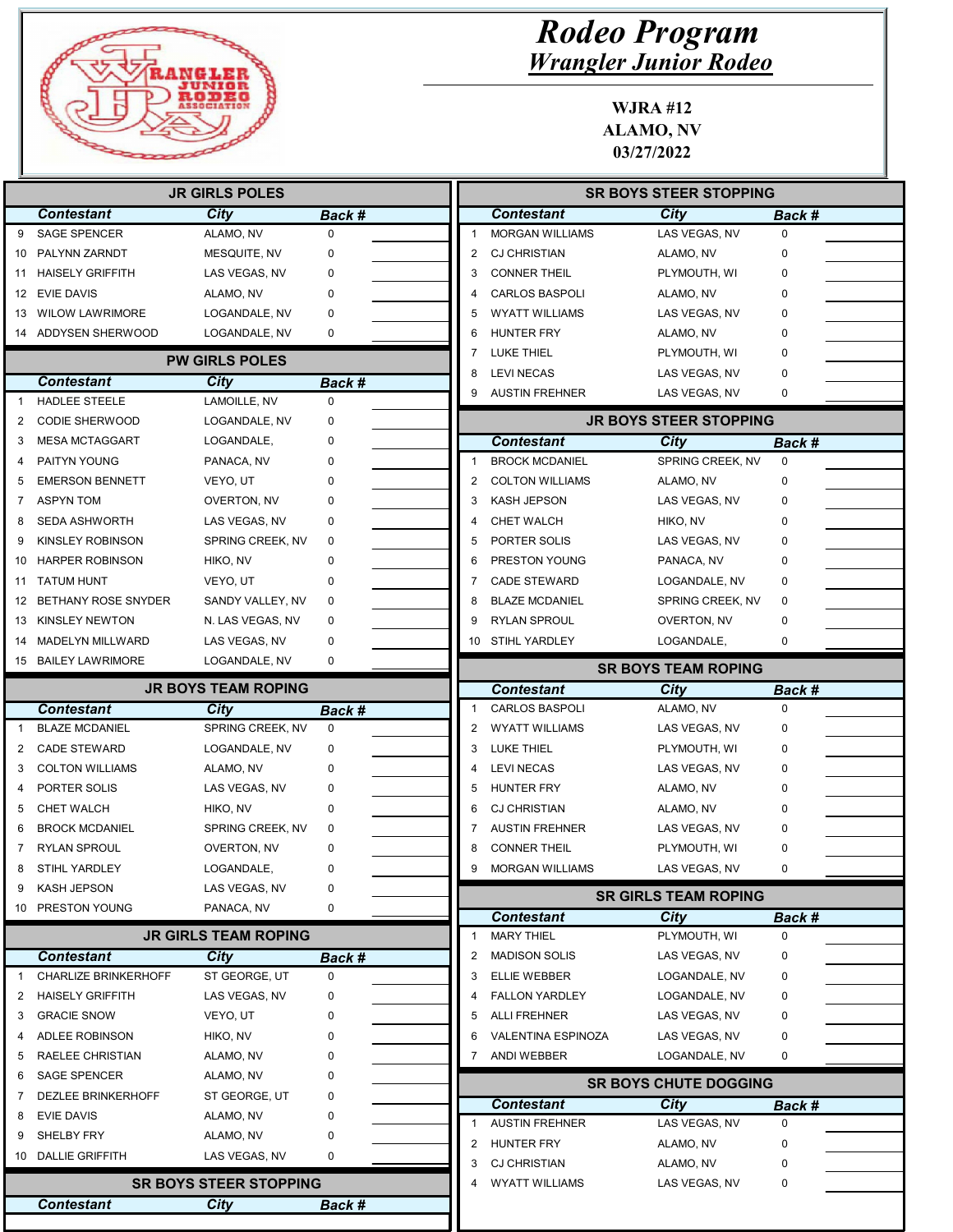# Rodeo Program

## Wrangler Junior Rodeo

**WJRA #12**
**ALAMO, NV**
**03/27/2022**

### JR GIRLS POLES

| | Contestant | City | Back # | |
|---|---|---|---|---|
| 9 | SAGE SPENCER | ALAMO, NV | 0 | |
| 10 | PALYNN ZARNDT | MESQUITE, NV | 0 | |
| 11 | HAISELY GRIFFITH | LAS VEGAS, NV | 0 | |
| 12 | EVIE DAVIS | ALAMO, NV | 0 | |
| 13 | WILOW LAWRIMORE | LOGANDALE, NV | 0 | |
| 14 | ADDYSEN SHERWOOD | LOGANDALE, NV | 0 | |

### PW GIRLS POLES

| | Contestant | City | Back # | |
|---|---|---|---|---|
| 1 | HADLEE STEELE | LAMOILLE, NV | 0 | |
| 2 | CODIE SHERWOOD | LOGANDALE, NV | 0 | |
| 3 | MESA MCTAGGART | LOGANDALE, | 0 | |
| 4 | PAITYN YOUNG | PANACA, NV | 0 | |
| 5 | EMERSON BENNETT | VEYO, UT | 0 | |
| 7 | ASPYN TOM | OVERTON, NV | 0 | |
| 8 | SEDA ASHWORTH | LAS VEGAS, NV | 0 | |
| 9 | KINSLEY ROBINSON | SPRING CREEK, NV | 0 | |
| 10 | HARPER ROBINSON | HIKO, NV | 0 | |
| 11 | TATUM HUNT | VEYO, UT | 0 | |
| 12 | BETHANY ROSE SNYDER | SANDY VALLEY, NV | 0 | |
| 13 | KINSLEY NEWTON | N. LAS VEGAS, NV | 0 | |
| 14 | MADELYN MILLWARD | LAS VEGAS, NV | 0 | |
| 15 | BAILEY LAWRIMORE | LOGANDALE, NV | 0 | |

### JR BOYS TEAM ROPING

| | Contestant | City | Back # | |
|---|---|---|---|---|
| 1 | BLAZE MCDANIEL | SPRING CREEK, NV | 0 | |
| 2 | CADE STEWARD | LOGANDALE, NV | 0 | |
| 3 | COLTON WILLIAMS | ALAMO, NV | 0 | |
| 4 | PORTER SOLIS | LAS VEGAS, NV | 0 | |
| 5 | CHET WALCH | HIKO, NV | 0 | |
| 6 | BROCK MCDANIEL | SPRING CREEK, NV | 0 | |
| 7 | RYLAN SPROUL | OVERTON, NV | 0 | |
| 8 | STIHL YARDLEY | LOGANDALE, | 0 | |
| 9 | KASH JEPSON | LAS VEGAS, NV | 0 | |
| 10 | PRESTON YOUNG | PANACA, NV | 0 | |

### JR GIRLS TEAM ROPING

| | Contestant | City | Back # | |
|---|---|---|---|---|
| 1 | CHARLIZE BRINKERHOFF | ST GEORGE, UT | 0 | |
| 2 | HAISELY GRIFFITH | LAS VEGAS, NV | 0 | |
| 3 | GRACIE SNOW | VEYO, UT | 0 | |
| 4 | ADLEE ROBINSON | HIKO, NV | 0 | |
| 5 | RAELEE CHRISTIAN | ALAMO, NV | 0 | |
| 6 | SAGE SPENCER | ALAMO, NV | 0 | |
| 7 | DEZLEE BRINKERHOFF | ST GEORGE, UT | 0 | |
| 8 | EVIE DAVIS | ALAMO, NV | 0 | |
| 9 | SHELBY FRY | ALAMO, NV | 0 | |
| 10 | DALLIE GRIFFITH | LAS VEGAS, NV | 0 | |

### SR BOYS STEER STOPPING

| | Contestant | City | Back # | |
|---|---|---|---|---|
| 1 | MORGAN WILLIAMS | LAS VEGAS, NV | 0 | |
| 2 | CJ CHRISTIAN | ALAMO, NV | 0 | |
| 3 | CONNER THEIL | PLYMOUTH, WI | 0 | |
| 4 | CARLOS BASPOLI | ALAMO, NV | 0 | |
| 5 | WYATT WILLIAMS | LAS VEGAS, NV | 0 | |
| 6 | HUNTER FRY | ALAMO, NV | 0 | |
| 7 | LUKE THIEL | PLYMOUTH, WI | 0 | |
| 8 | LEVI NECAS | LAS VEGAS, NV | 0 | |
| 9 | AUSTIN FREHNER | LAS VEGAS, NV | 0 | |

### JR BOYS STEER STOPPING

| | Contestant | City | Back # | |
|---|---|---|---|---|
| 1 | BROCK MCDANIEL | SPRING CREEK, NV | 0 | |
| 2 | COLTON WILLIAMS | ALAMO, NV | 0 | |
| 3 | KASH JEPSON | LAS VEGAS, NV | 0 | |
| 4 | CHET WALCH | HIKO, NV | 0 | |
| 5 | PORTER SOLIS | LAS VEGAS, NV | 0 | |
| 6 | PRESTON YOUNG | PANACA, NV | 0 | |
| 7 | CADE STEWARD | LOGANDALE, NV | 0 | |
| 8 | BLAZE MCDANIEL | SPRING CREEK, NV | 0 | |
| 9 | RYLAN SPROUL | OVERTON, NV | 0 | |
| 10 | STIHL YARDLEY | LOGANDALE, | 0 | |

### SR BOYS TEAM ROPING

| | Contestant | City | Back # | |
|---|---|---|---|---|
| 1 | CARLOS BASPOLI | ALAMO, NV | 0 | |
| 2 | WYATT WILLIAMS | LAS VEGAS, NV | 0 | |
| 3 | LUKE THEIL | PLYMOUTH, WI | 0 | |
| 4 | LEVI NECAS | LAS VEGAS, NV | 0 | |
| 5 | HUNTER FRY | ALAMO, NV | 0 | |
| 6 | CJ CHRISTIAN | ALAMO, NV | 0 | |
| 7 | AUSTIN FREHNER | LAS VEGAS, NV | 0 | |
| 8 | CONNER THEIL | PLYMOUTH, WI | 0 | |
| 9 | MORGAN WILLIAMS | LAS VEGAS, NV | 0 | |

### SR GIRLS TEAM ROPING

| | Contestant | City | Back # | |
|---|---|---|---|---|
| 1 | MARY THIEL | PLYMOUTH, WI | 0 | |
| 2 | MADISON SOLIS | LAS VEGAS, NV | 0 | |
| 3 | ELLIE WEBBER | LOGANDALE, NV | 0 | |
| 4 | FALLON YARDLEY | LOGANDALE, NV | 0 | |
| 5 | ALLI FREHNER | LAS VEGAS, NV | 0 | |
| 6 | VALENTINA ESPINOZA | LAS VEGAS, NV | 0 | |
| 7 | ANDI WEBBER | LOGANDALE, NV | 0 | |

### SR BOYS CHUTE DOGGING

| | Contestant | City | Back # | |
|---|---|---|---|---|
| 1 | AUSTIN FREHNER | LAS VEGAS, NV | 0 | |
| 2 | HUNTER FRY | ALAMO, NV | 0 | |
| 3 | CJ CHRISTIAN | ALAMO, NV | 0 | |
| 4 | WYATT WILLIAMS | LAS VEGAS, NV | 0 | |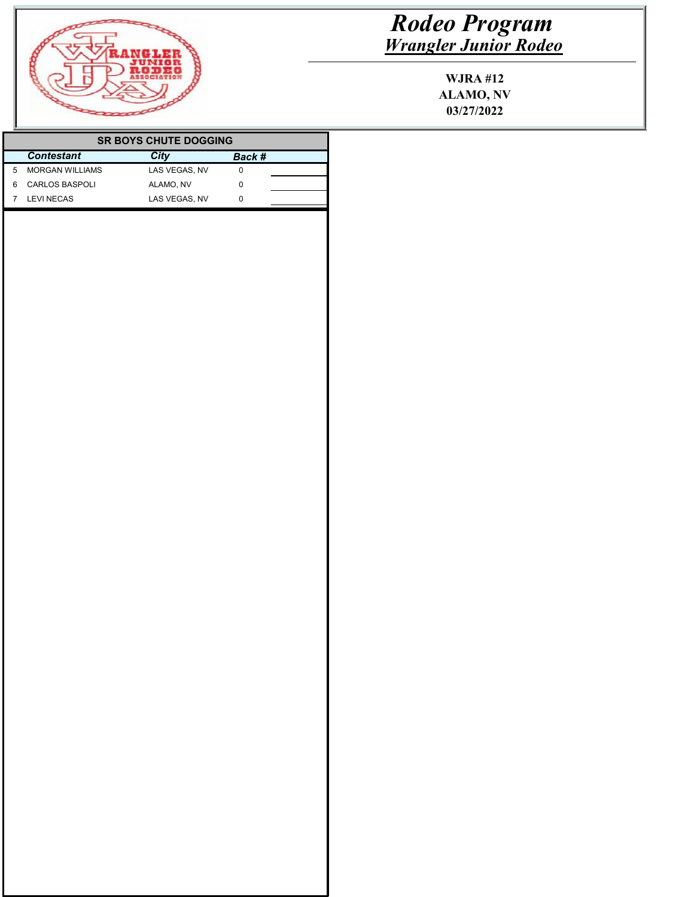# Rodeo Program
## Wrangler Junior Rodeo

**WJRA #12**
**ALAMO, NV**
**03/27/2022**

### SR BOYS CHUTE DOGGING

| | Contestant | City | Back # | |
|---|---|---|---|---|
| 5 | MORGAN WILLIAMS | LAS VEGAS, NV | 0 | |
| 6 | CARLOS BASPOLI | ALAMO, NV | 0 | |
| 7 | LEVI NECAS | LAS VEGAS, NV | 0 | |